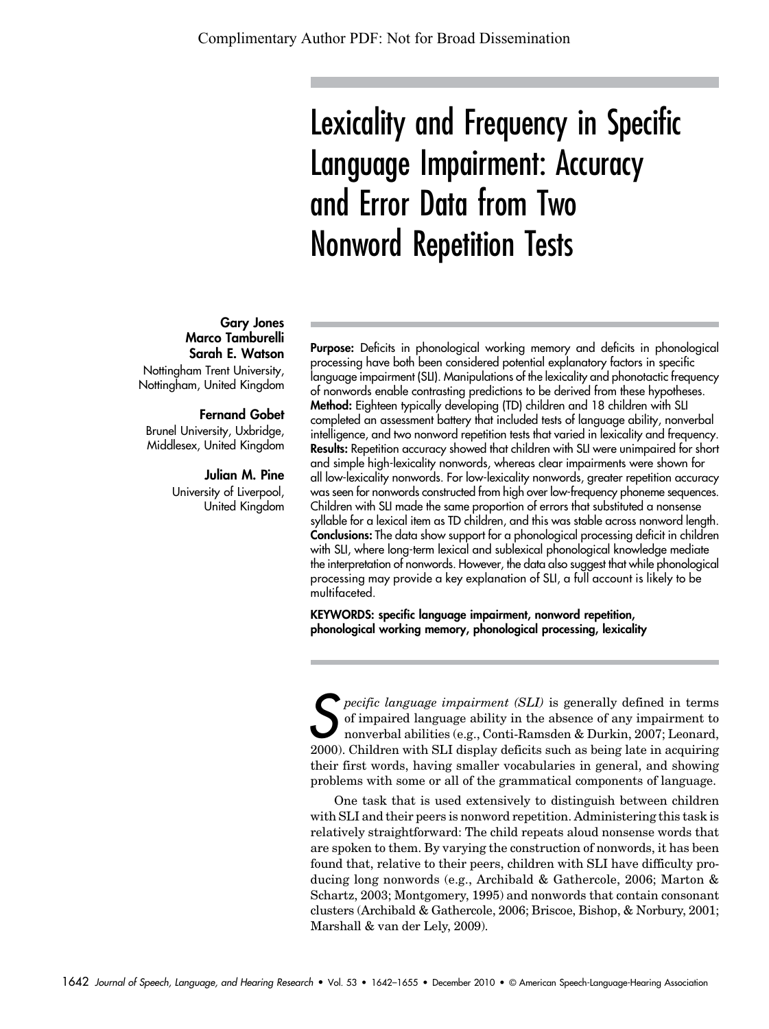Complimentary Author PDF: Not for Broad Dissemination

# Lexicality and Frequency in Specific Language Impairment: Accuracy and Error Data from Two Nonword Repetition Tests

**Gary Jones**
**Marco Tamburelli**
**Sarah E. Watson**
Nottingham Trent University, Nottingham, United Kingdom

**Fernand Gobet**
Brunel University, Uxbridge, Middlesex, United Kingdom

**Julian M. Pine**
University of Liverpool, United Kingdom

**Purpose:** Deficits in phonological working memory and deficits in phonological processing have both been considered potential explanatory factors in specific language impairment (SLI). Manipulations of the lexicality and phonotactic frequency of nonwords enable contrasting predictions to be derived from these hypotheses.
**Method:** Eighteen typically developing (TD) children and 18 children with SLI completed an assessment battery that included tests of language ability, nonverbal intelligence, and two nonword repetition tests that varied in lexicality and frequency.
**Results:** Repetition accuracy showed that children with SLI were unimpaired for short and simple high-lexicality nonwords, whereas clear impairments were shown for all low-lexicality nonwords. For low-lexicality nonwords, greater repetition accuracy was seen for nonwords constructed from high over low-frequency phoneme sequences. Children with SLI made the same proportion of errors that substituted a nonsense syllable for a lexical item as TD children, and this was stable across nonword length.
**Conclusions:** The data show support for a phonological processing deficit in children with SLI, where long-term lexical and sublexical phonological knowledge mediate the interpretation of nonwords. However, the data also suggest that while phonological processing may provide a key explanation of SLI, a full account is likely to be multifaceted.

**KEYWORDS: specific language impairment, nonword repetition, phonological working memory, phonological processing, lexicality**

*Specific language impairment (SLI)* is generally defined in terms of impaired language ability in the absence of any impairment to nonverbal abilities (e.g., Conti-Ramsden & Durkin, 2007; Leonard, 2000). Children with SLI display deficits such as being late in acquiring their first words, having smaller vocabularies in general, and showing problems with some or all of the grammatical components of language.

One task that is used extensively to distinguish between children with SLI and their peers is nonword repetition. Administering this task is relatively straightforward: The child repeats aloud nonsense words that are spoken to them. By varying the construction of nonwords, it has been found that, relative to their peers, children with SLI have difficulty producing long nonwords (e.g., Archibald & Gathercole, 2006; Marton & Schartz, 2003; Montgomery, 1995) and nonwords that contain consonant clusters (Archibald & Gathercole, 2006; Briscoe, Bishop, & Norbury, 2001; Marshall & van der Lely, 2009).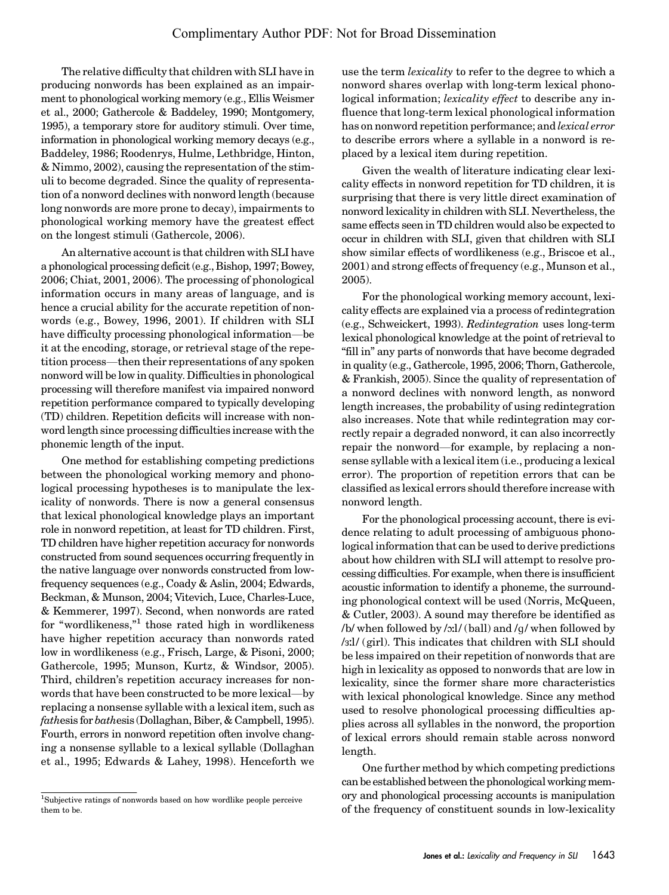The relative difficulty that children with SLI have in producing nonwords has been explained as an impairment to phonological working memory (e.g., Ellis Weismer et al., 2000; Gathercole & Baddeley, 1990; Montgomery, 1995), a temporary store for auditory stimuli. Over time, information in phonological working memory decays (e.g., Baddeley, 1986; Roodenrys, Hulme, Lethbridge, Hinton, & Nimmo, 2002), causing the representation of the stimuli to become degraded. Since the quality of representation of a nonword declines with nonword length (because long nonwords are more prone to decay), impairments to phonological working memory have the greatest effect on the longest stimuli (Gathercole, 2006).

An alternative account is that children with SLI have a phonological processing deficit (e.g., Bishop, 1997; Bowey, 2006; Chiat, 2001, 2006). The processing of phonological information occurs in many areas of language, and is hence a crucial ability for the accurate repetition of nonwords (e.g., Bowey, 1996, 2001). If children with SLI have difficulty processing phonological information—be it at the encoding, storage, or retrieval stage of the repetition process—then their representations of any spoken nonword will be low in quality. Difficulties in phonological processing will therefore manifest via impaired nonword repetition performance compared to typically developing (TD) children. Repetition deficits will increase with nonword length since processing difficulties increase with the phonemic length of the input.

One method for establishing competing predictions between the phonological working memory and phonological processing hypotheses is to manipulate the lexicality of nonwords. There is now a general consensus that lexical phonological knowledge plays an important role in nonword repetition, at least for TD children. First, TD children have higher repetition accuracy for nonwords constructed from sound sequences occurring frequently in the native language over nonwords constructed from low-frequency sequences (e.g., Coady & Aslin, 2004; Edwards, Beckman, & Munson, 2004; Vitevich, Luce, Charles-Luce, & Kemmerer, 1997). Second, when nonwords are rated for "wordlikeness,"[1] those rated high in wordlikeness have higher repetition accuracy than nonwords rated low in wordlikeness (e.g., Frisch, Large, & Pisoni, 2000; Gathercole, 1995; Munson, Kurtz, & Windsor, 2005). Third, children's repetition accuracy increases for nonwords that have been constructed to be more lexical—by replacing a nonsense syllable with a lexical item, such as *fath*esis for *bath*esis (Dollaghan, Biber, & Campbell, 1995). Fourth, errors in nonword repetition often involve changing a nonsense syllable to a lexical syllable (Dollaghan et al., 1995; Edwards & Lahey, 1998). Henceforth we use the term *lexicality* to refer to the degree to which a nonword shares overlap with long-term lexical phonological information; *lexicality effect* to describe any influence that long-term lexical phonological information has on nonword repetition performance; and *lexical error* to describe errors where a syllable in a nonword is replaced by a lexical item during repetition.

Given the wealth of literature indicating clear lexicality effects in nonword repetition for TD children, it is surprising that there is very little direct examination of nonword lexicality in children with SLI. Nevertheless, the same effects seen in TD children would also be expected to occur in children with SLI, given that children with SLI show similar effects of wordlikeness (e.g., Briscoe et al., 2001) and strong effects of frequency (e.g., Munson et al., 2005).

For the phonological working memory account, lexicality effects are explained via a process of redintegration (e.g., Schweickert, 1993). *Redintegration* uses long-term lexical phonological knowledge at the point of retrieval to "fill in" any parts of nonwords that have become degraded in quality (e.g., Gathercole, 1995, 2006; Thorn, Gathercole, & Frankish, 2005). Since the quality of representation of a nonword declines with nonword length, as nonword length increases, the probability of using redintegration also increases. Note that while redintegration may correctly repair a degraded nonword, it can also incorrectly repair the nonword—for example, by replacing a nonsense syllable with a lexical item (i.e., producing a lexical error). The proportion of repetition errors that can be classified as lexical errors should therefore increase with nonword length.

For the phonological processing account, there is evidence relating to adult processing of ambiguous phonological information that can be used to derive predictions about how children with SLI will attempt to resolve processing difficulties. For example, when there is insufficient acoustic information to identify a phoneme, the surrounding phonological context will be used (Norris, McQueen, & Cutler, 2003). A sound may therefore be identified as /b/ when followed by /ɔːl/ (ball) and /g/ when followed by /ɜːl/ (girl). This indicates that children with SLI should be less impaired on their repetition of nonwords that are high in lexicality as opposed to nonwords that are low in lexicality, since the former share more characteristics with lexical phonological knowledge. Since any method used to resolve phonological processing difficulties applies across all syllables in the nonword, the proportion of lexical errors should remain stable across nonword length.

One further method by which competing predictions can be established between the phonological working memory and phonological processing accounts is manipulation of the frequency of constituent sounds in low-lexicality

[1] Subjective ratings of nonwords based on how wordlike people perceive them to be.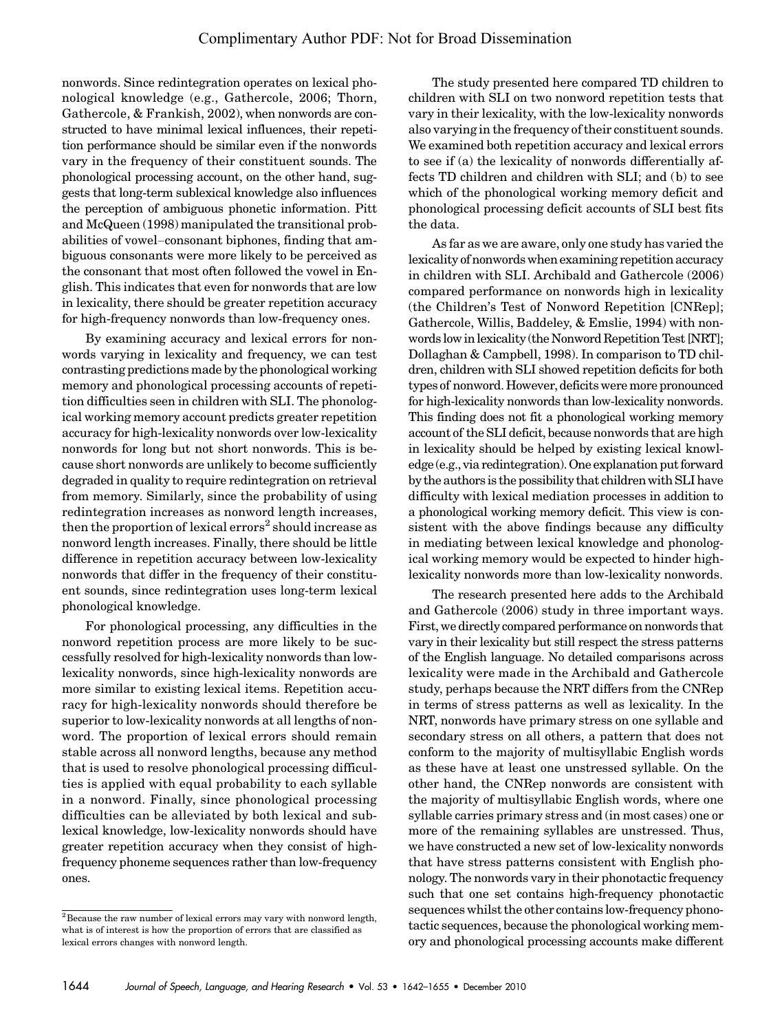nonwords. Since redintegration operates on lexical phonological knowledge (e.g., Gathercole, 2006; Thorn, Gathercole, & Frankish, 2002), when nonwords are constructed to have minimal lexical influences, their repetition performance should be similar even if the nonwords vary in the frequency of their constituent sounds. The phonological processing account, on the other hand, suggests that long-term sublexical knowledge also influences the perception of ambiguous phonetic information. Pitt and McQueen (1998) manipulated the transitional probabilities of vowel–consonant biphones, finding that ambiguous consonants were more likely to be perceived as the consonant that most often followed the vowel in English. This indicates that even for nonwords that are low in lexicality, there should be greater repetition accuracy for high-frequency nonwords than low-frequency ones.

By examining accuracy and lexical errors for nonwords varying in lexicality and frequency, we can test contrasting predictions made by the phonological working memory and phonological processing accounts of repetition difficulties seen in children with SLI. The phonological working memory account predicts greater repetition accuracy for high-lexicality nonwords over low-lexicality nonwords for long but not short nonwords. This is because short nonwords are unlikely to become sufficiently degraded in quality to require redintegration on retrieval from memory. Similarly, since the probability of using redintegration increases as nonword length increases, then the proportion of lexical errors[2] should increase as nonword length increases. Finally, there should be little difference in repetition accuracy between low-lexicality nonwords that differ in the frequency of their constituent sounds, since redintegration uses long-term lexical phonological knowledge.

For phonological processing, any difficulties in the nonword repetition process are more likely to be successfully resolved for high-lexicality nonwords than low-lexicality nonwords, since high-lexicality nonwords are more similar to existing lexical items. Repetition accuracy for high-lexicality nonwords should therefore be superior to low-lexicality nonwords at all lengths of nonword. The proportion of lexical errors should remain stable across all nonword lengths, because any method that is used to resolve phonological processing difficulties is applied with equal probability to each syllable in a nonword. Finally, since phonological processing difficulties can be alleviated by both lexical and sublexical knowledge, low-lexicality nonwords should have greater repetition accuracy when they consist of high-frequency phoneme sequences rather than low-frequency ones.

The study presented here compared TD children to children with SLI on two nonword repetition tests that vary in their lexicality, with the low-lexicality nonwords also varying in the frequency of their constituent sounds. We examined both repetition accuracy and lexical errors to see if (a) the lexicality of nonwords differentially affects TD children and children with SLI; and (b) to see which of the phonological working memory deficit and phonological processing deficit accounts of SLI best fits the data.

As far as we are aware, only one study has varied the lexicality of nonwords when examining repetition accuracy in children with SLI. Archibald and Gathercole (2006) compared performance on nonwords high in lexicality (the Children's Test of Nonword Repetition [CNRep]; Gathercole, Willis, Baddeley, & Emslie, 1994) with nonwords low in lexicality (the Nonword Repetition Test [NRT]; Dollaghan & Campbell, 1998). In comparison to TD children, children with SLI showed repetition deficits for both types of nonword. However, deficits were more pronounced for high-lexicality nonwords than low-lexicality nonwords. This finding does not fit a phonological working memory account of the SLI deficit, because nonwords that are high in lexicality should be helped by existing lexical knowledge (e.g., via redintegration). One explanation put forward by the authors is the possibility that children with SLI have difficulty with lexical mediation processes in addition to a phonological working memory deficit. This view is consistent with the above findings because any difficulty in mediating between lexical knowledge and phonological working memory would be expected to hinder high-lexicality nonwords more than low-lexicality nonwords.

The research presented here adds to the Archibald and Gathercole (2006) study in three important ways. First, we directly compared performance on nonwords that vary in their lexicality but still respect the stress patterns of the English language. No detailed comparisons across lexicality were made in the Archibald and Gathercole study, perhaps because the NRT differs from the CNRep in terms of stress patterns as well as lexicality. In the NRT, nonwords have primary stress on one syllable and secondary stress on all others, a pattern that does not conform to the majority of multisyllabic English words as these have at least one unstressed syllable. On the other hand, the CNRep nonwords are consistent with the majority of multisyllabic English words, where one syllable carries primary stress and (in most cases) one or more of the remaining syllables are unstressed. Thus, we have constructed a new set of low-lexicality nonwords that have stress patterns consistent with English phonology. The nonwords vary in their phonotactic frequency such that one set contains high-frequency phonotactic sequences whilst the other contains low-frequency phonotactic sequences, because the phonological working memory and phonological processing accounts make different

[2] Because the raw number of lexical errors may vary with nonword length, what is of interest is how the proportion of errors that are classified as lexical errors changes with nonword length.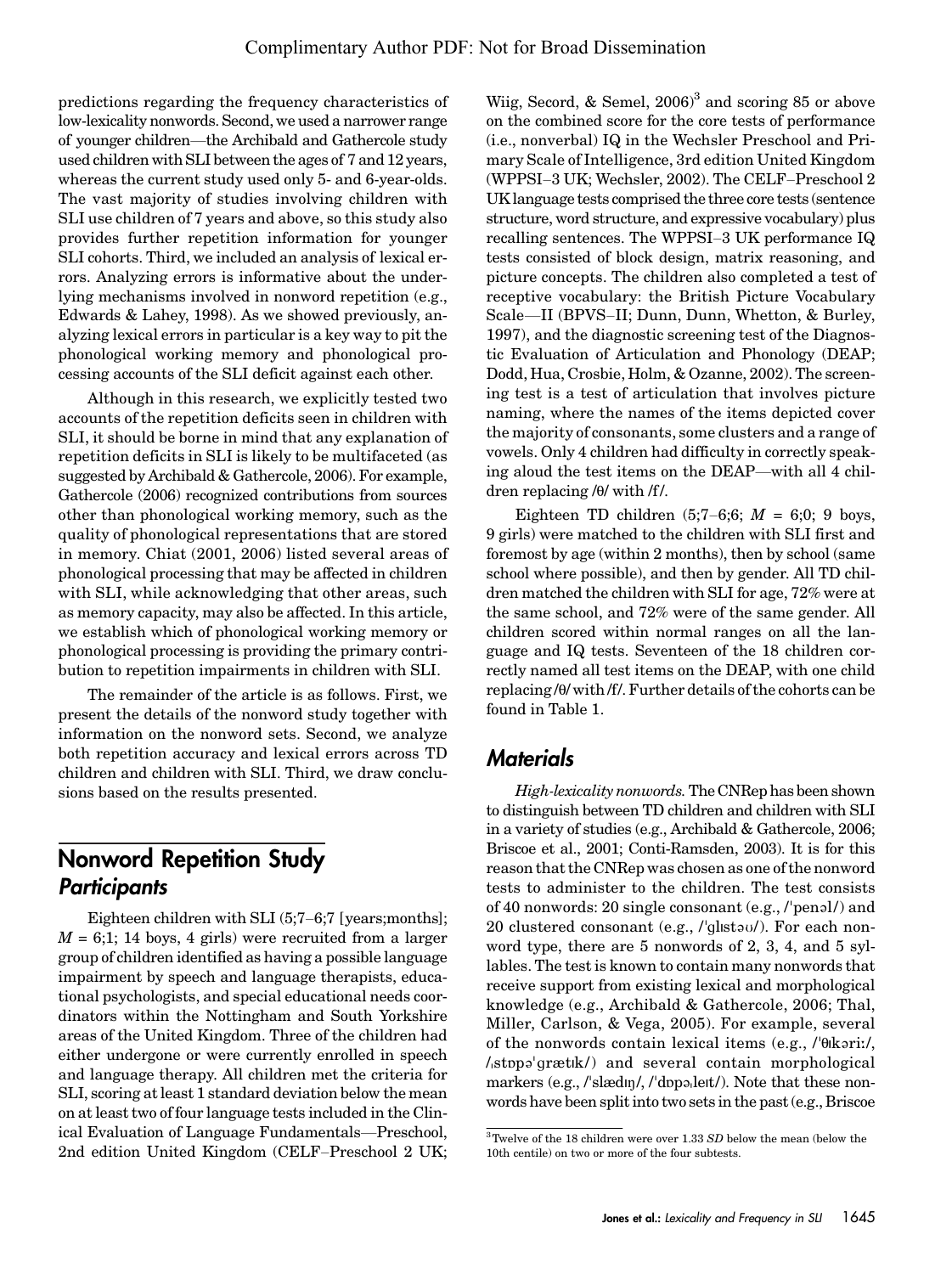predictions regarding the frequency characteristics of low-lexicality nonwords. Second, we used a narrower range of younger children—the Archibald and Gathercole study used children with SLI between the ages of 7 and 12 years, whereas the current study used only 5- and 6-year-olds. The vast majority of studies involving children with SLI use children of 7 years and above, so this study also provides further repetition information for younger SLI cohorts. Third, we included an analysis of lexical errors. Analyzing errors is informative about the underlying mechanisms involved in nonword repetition (e.g., Edwards & Lahey, 1998). As we showed previously, analyzing lexical errors in particular is a key way to pit the phonological working memory and phonological processing accounts of the SLI deficit against each other.

Although in this research, we explicitly tested two accounts of the repetition deficits seen in children with SLI, it should be borne in mind that any explanation of repetition deficits in SLI is likely to be multifaceted (as suggested by Archibald & Gathercole, 2006). For example, Gathercole (2006) recognized contributions from sources other than phonological working memory, such as the quality of phonological representations that are stored in memory. Chiat (2001, 2006) listed several areas of phonological processing that may be affected in children with SLI, while acknowledging that other areas, such as memory capacity, may also be affected. In this article, we establish which of phonological working memory or phonological processing is providing the primary contribution to repetition impairments in children with SLI.

The remainder of the article is as follows. First, we present the details of the nonword study together with information on the nonword sets. Second, we analyze both repetition accuracy and lexical errors across TD children and children with SLI. Third, we draw conclusions based on the results presented.

## Nonword Repetition Study

### Participants

Eighteen children with SLI (5;7–6;7 [years;months]; *M* = 6;1; 14 boys, 4 girls) were recruited from a larger group of children identified as having a possible language impairment by speech and language therapists, educational psychologists, and special educational needs coordinators within the Nottingham and South Yorkshire areas of the United Kingdom. Three of the children had either undergone or were currently enrolled in speech and language therapy. All children met the criteria for SLI, scoring at least 1 standard deviation below the mean on at least two of four language tests included in the Clinical Evaluation of Language Fundamentals—Preschool, 2nd edition United Kingdom (CELF–Preschool 2 UK; Wiig, Secord, & Semel, 2006)[3] and scoring 85 or above on the combined score for the core tests of performance (i.e., nonverbal) IQ in the Wechsler Preschool and Primary Scale of Intelligence, 3rd edition United Kingdom (WPPSI–3 UK; Wechsler, 2002). The CELF–Preschool 2 UK language tests comprised the three core tests (sentence structure, word structure, and expressive vocabulary) plus recalling sentences. The WPPSI–3 UK performance IQ tests consisted of block design, matrix reasoning, and picture concepts. The children also completed a test of receptive vocabulary: the British Picture Vocabulary Scale—II (BPVS–II; Dunn, Dunn, Whetton, & Burley, 1997), and the diagnostic screening test of the Diagnostic Evaluation of Articulation and Phonology (DEAP; Dodd, Hua, Crosbie, Holm, & Ozanne, 2002). The screening test is a test of articulation that involves picture naming, where the names of the items depicted cover the majority of consonants, some clusters and a range of vowels. Only 4 children had difficulty in correctly speaking aloud the test items on the DEAP—with all 4 children replacing /θ/ with /f/.

Eighteen TD children (5;7–6;6; *M* = 6;0; 9 boys, 9 girls) were matched to the children with SLI first and foremost by age (within 2 months), then by school (same school where possible), and then by gender. All TD children matched the children with SLI for age, 72% were at the same school, and 72% were of the same gender. All children scored within normal ranges on all the language and IQ tests. Seventeen of the 18 children correctly named all test items on the DEAP, with one child replacing /θ/ with /f/. Further details of the cohorts can be found in Table 1.

### Materials

*High-lexicality nonwords.* The CNRep has been shown to distinguish between TD children and children with SLI in a variety of studies (e.g., Archibald & Gathercole, 2006; Briscoe et al., 2001; Conti-Ramsden, 2003). It is for this reason that the CNRep was chosen as one of the nonword tests to administer to the children. The test consists of 40 nonwords: 20 single consonant (e.g., /ˈpenəl/) and 20 clustered consonant (e.g., /ˈglɪstəʊ/). For each nonword type, there are 5 nonwords of 2, 3, 4, and 5 syllables. The test is known to contain many nonwords that receive support from existing lexical and morphological knowledge (e.g., Archibald & Gathercole, 2006; Thal, Miller, Carlson, & Vega, 2005). For example, several of the nonwords contain lexical items (e.g., /ˈθɪkəriː/, /ˌstɒpəˈgrætɪk/) and several contain morphological markers (e.g., /ˈslædɪŋ/, /ˈdɒpəˌleɪt/). Note that these nonwords have been split into two sets in the past (e.g., Briscoe

[3]Twelve of the 18 children were over 1.33 *SD* below the mean (below the 10th centile) on two or more of the four subtests.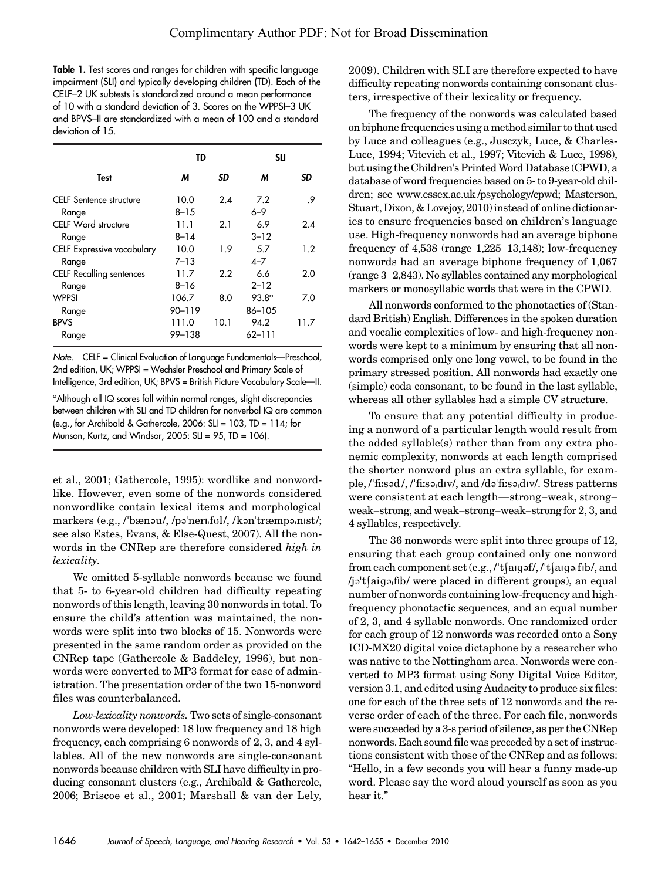**Table 1.** Test scores and ranges for children with specific language impairment (SLI) and typically developing children (TD). Each of the CELF–2 UK subtests is standardized around a mean performance of 10 with a standard deviation of 3. Scores on the WPPSI–3 UK and BPVS–II are standardized with a mean of 100 and a standard deviation of 15.

| Test | TD | | SLI | |
|---|---|---|---|---|
| | *M* | *SD* | *M* | *SD* |
| CELF Sentence structure | 10.0 | 2.4 | 7.2 | .9 |
| Range | 8–15 | | 6–9 | |
| CELF Word structure | 11.1 | 2.1 | 6.9 | 2.4 |
| Range | 8–14 | | 3–12 | |
| CELF Expressive vocabulary | 10.0 | 1.9 | 5.7 | 1.2 |
| Range | 7–13 | | 4–7 | |
| CELF Recalling sentences | 11.7 | 2.2 | 6.6 | 2.0 |
| Range | 8–16 | | 2–12 | |
| WPPSI | 106.7 | 8.0 | 93.8[a] | 7.0 |
| Range | 90–119 | | 86–105 | |
| BPVS | 111.0 | 10.1 | 94.2 | 11.7 |
| Range | 99–138 | | 62–111 | |

*Note.* CELF = Clinical Evaluation of Language Fundamentals—Preschool, 2nd edition, UK; WPPSI = Wechsler Preschool and Primary Scale of Intelligence, 3rd edition, UK; BPVS = British Picture Vocabulary Scale—II.

[a]Although all IQ scores fall within normal ranges, slight discrepancies between children with SLI and TD children for nonverbal IQ are common (e.g., for Archibald & Gathercole, 2006: SLI = 103, TD = 114; for Munson, Kurtz, and Windsor, 2005: SLI = 95, TD = 106).

et al., 2001; Gathercole, 1995): wordlike and nonwordlike. However, even some of the nonwords considered nonwordlike contain lexical items and morphological markers (e.g., /ˈbænəu/, /pəˈnerɪˌfʊl/, /kənˈtræmpəˌnɪst/; see also Estes, Evans, & Else-Quest, 2007). All the nonwords in the CNRep are therefore considered *high in lexicality*.

We omitted 5-syllable nonwords because we found that 5- to 6-year-old children had difficulty repeating nonwords of this length, leaving 30 nonwords in total. To ensure the child's attention was maintained, the nonwords were split into two blocks of 15. Nonwords were presented in the same random order as provided on the CNRep tape (Gathercole & Baddeley, 1996), but nonwords were converted to MP3 format for ease of administration. The presentation order of the two 15-nonword files was counterbalanced.

*Low-lexicality nonwords.* Two sets of single-consonant nonwords were developed: 18 low frequency and 18 high frequency, each comprising 6 nonwords of 2, 3, and 4 syllables. All of the new nonwords are single-consonant nonwords because children with SLI have difficulty in producing consonant clusters (e.g., Archibald & Gathercole, 2006; Briscoe et al., 2001; Marshall & van der Lely, 2009). Children with SLI are therefore expected to have difficulty repeating nonwords containing consonant clusters, irrespective of their lexicality or frequency.

The frequency of the nonwords was calculated based on biphone frequencies using a method similar to that used by Luce and colleagues (e.g., Jusczyk, Luce, & Charles-Luce, 1994; Vitevich et al., 1997; Vitevich & Luce, 1998), but using the Children's Printed Word Database (CPWD, a database of word frequencies based on 5- to 9-year-old children; see www.essex.ac.uk/psychology/cpwd; Masterson, Stuart, Dixon, & Lovejoy, 2010) instead of online dictionaries to ensure frequencies based on children's language use. High-frequency nonwords had an average biphone frequency of 4,538 (range 1,225–13,148); low-frequency nonwords had an average biphone frequency of 1,067 (range 3–2,843). No syllables contained any morphological markers or monosyllabic words that were in the CPWD.

All nonwords conformed to the phonotactics of (Standard British) English. Differences in the spoken duration and vocalic complexities of low- and high-frequency nonwords were kept to a minimum by ensuring that all nonwords comprised only one long vowel, to be found in the primary stressed position. All nonwords had exactly one (simple) coda consonant, to be found in the last syllable, whereas all other syllables had a simple CV structure.

To ensure that any potential difficulty in producing a nonword of a particular length would result from the added syllable(s) rather than from any extra phonemic complexity, nonwords at each length comprised the shorter nonword plus an extra syllable, for example, /ˈfiːsəd/, /ˈfiːsəˌdɪv/, and /dəˈfiːsəˌdɪv/. Stress patterns were consistent at each length—strong–weak, strong–weak–strong, and weak–strong–weak–strong for 2, 3, and 4 syllables, respectively.

The 36 nonwords were split into three groups of 12, ensuring that each group contained only one nonword from each component set (e.g., /ˈtʃaɪgəf/, /ˈtʃaɪgəˌfɪb/, and /jəˈtʃaigəˌfɪb/ were placed in different groups), an equal number of nonwords containing low-frequency and high-frequency phonotactic sequences, and an equal number of 2, 3, and 4 syllable nonwords. One randomized order for each group of 12 nonwords was recorded onto a Sony ICD-MX20 digital voice dictaphone by a researcher who was native to the Nottingham area. Nonwords were converted to MP3 format using Sony Digital Voice Editor, version 3.1, and edited using Audacity to produce six files: one for each of the three sets of 12 nonwords and the reverse order of each of the three. For each file, nonwords were succeeded by a 3-s period of silence, as per the CNRep nonwords. Each sound file was preceded by a set of instructions consistent with those of the CNRep and as follows: "Hello, in a few seconds you will hear a funny made-up word. Please say the word aloud yourself as soon as you hear it."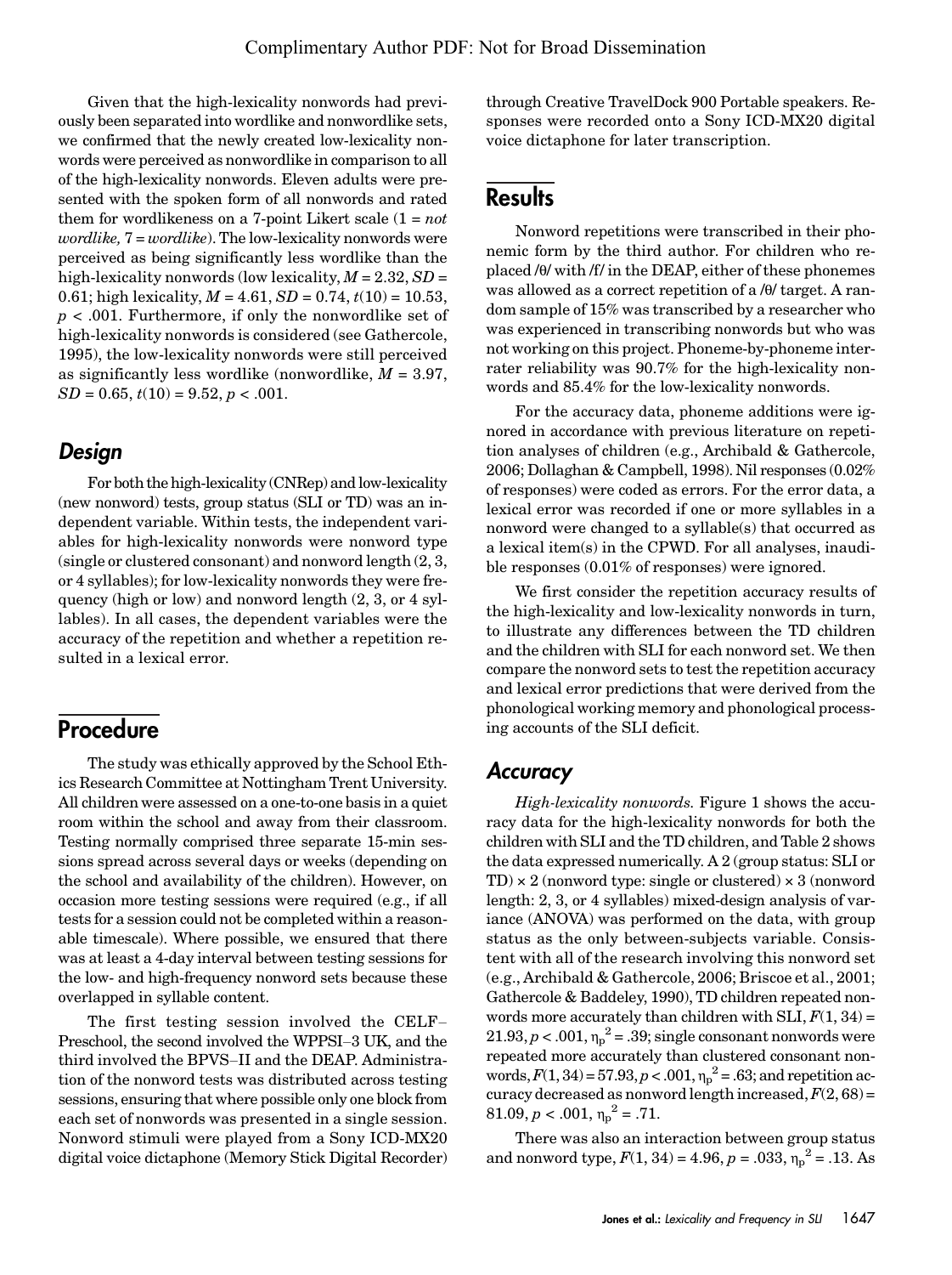Given that the high-lexicality nonwords had previously been separated into wordlike and nonwordlike sets, we confirmed that the newly created low-lexicality nonwords were perceived as nonwordlike in comparison to all of the high-lexicality nonwords. Eleven adults were presented with the spoken form of all nonwords and rated them for wordlikeness on a 7-point Likert scale (1 = *not wordlike,* 7 = *wordlike*). The low-lexicality nonwords were perceived as being significantly less wordlike than the high-lexicality nonwords (low lexicality, $M = 2.32$, $SD = 0.61$; high lexicality, $M = 4.61$, $SD = 0.74$, $t(10) = 10.53$, $p < .001$. Furthermore, if only the nonwordlike set of high-lexicality nonwords is considered (see Gathercole, 1995), the low-lexicality nonwords were still perceived as significantly less wordlike (nonwordlike, $M = 3.97$, $SD = 0.65$, $t(10) = 9.52$, $p < .001$.

### *Design*

For both the high-lexicality (CNRep) and low-lexicality (new nonword) tests, group status (SLI or TD) was an independent variable. Within tests, the independent variables for high-lexicality nonwords were nonword type (single or clustered consonant) and nonword length (2, 3, or 4 syllables); for low-lexicality nonwords they were frequency (high or low) and nonword length (2, 3, or 4 syllables). In all cases, the dependent variables were the accuracy of the repetition and whether a repetition resulted in a lexical error.

## Procedure

The study was ethically approved by the School Ethics Research Committee at Nottingham Trent University. All children were assessed on a one-to-one basis in a quiet room within the school and away from their classroom. Testing normally comprised three separate 15-min sessions spread across several days or weeks (depending on the school and availability of the children). However, on occasion more testing sessions were required (e.g., if all tests for a session could not be completed within a reasonable timescale). Where possible, we ensured that there was at least a 4-day interval between testing sessions for the low- and high-frequency nonword sets because these overlapped in syllable content.

The first testing session involved the CELF–Preschool, the second involved the WPPSI–3 UK, and the third involved the BPVS–II and the DEAP. Administration of the nonword tests was distributed across testing sessions, ensuring that where possible only one block from each set of nonwords was presented in a single session. Nonword stimuli were played from a Sony ICD-MX20 digital voice dictaphone (Memory Stick Digital Recorder) through Creative TravelDock 900 Portable speakers. Responses were recorded onto a Sony ICD-MX20 digital voice dictaphone for later transcription.

## Results

Nonword repetitions were transcribed in their phonemic form by the third author. For children who replaced /θ/ with /f/ in the DEAP, either of these phonemes was allowed as a correct repetition of a /θ/ target. A random sample of 15% was transcribed by a researcher who was experienced in transcribing nonwords but who was not working on this project. Phoneme-by-phoneme interrater reliability was 90.7% for the high-lexicality nonwords and 85.4% for the low-lexicality nonwords.

For the accuracy data, phoneme additions were ignored in accordance with previous literature on repetition analyses of children (e.g., Archibald & Gathercole, 2006; Dollaghan & Campbell, 1998). Nil responses (0.02% of responses) were coded as errors. For the error data, a lexical error was recorded if one or more syllables in a nonword were changed to a syllable(s) that occurred as a lexical item(s) in the CPWD. For all analyses, inaudible responses (0.01% of responses) were ignored.

We first consider the repetition accuracy results of the high-lexicality and low-lexicality nonwords in turn, to illustrate any differences between the TD children and the children with SLI for each nonword set. We then compare the nonword sets to test the repetition accuracy and lexical error predictions that were derived from the phonological working memory and phonological processing accounts of the SLI deficit.

### *Accuracy*

*High-lexicality nonwords.* Figure 1 shows the accuracy data for the high-lexicality nonwords for both the children with SLI and the TD children, and Table 2 shows the data expressed numerically. A 2 (group status: SLI or TD) × 2 (nonword type: single or clustered) × 3 (nonword length: 2, 3, or 4 syllables) mixed-design analysis of variance (ANOVA) was performed on the data, with group status as the only between-subjects variable. Consistent with all of the research involving this nonword set (e.g., Archibald & Gathercole, 2006; Briscoe et al., 2001; Gathercole & Baddeley, 1990), TD children repeated nonwords more accurately than children with SLI, $F(1, 34) = 21.93$, $p < .001$, $\eta_p^2 = .39$; single consonant nonwords were repeated more accurately than clustered consonant nonwords, $F(1, 34) = 57.93$, $p < .001$, $\eta_p^2 = .63$; and repetition accuracy decreased as nonword length increased, $F(2, 68) = 81.09$, $p < .001$, $\eta_p^2 = .71$.

There was also an interaction between group status and nonword type, $F(1, 34) = 4.96$, $p = .033$, $\eta_p^2 = .13$. As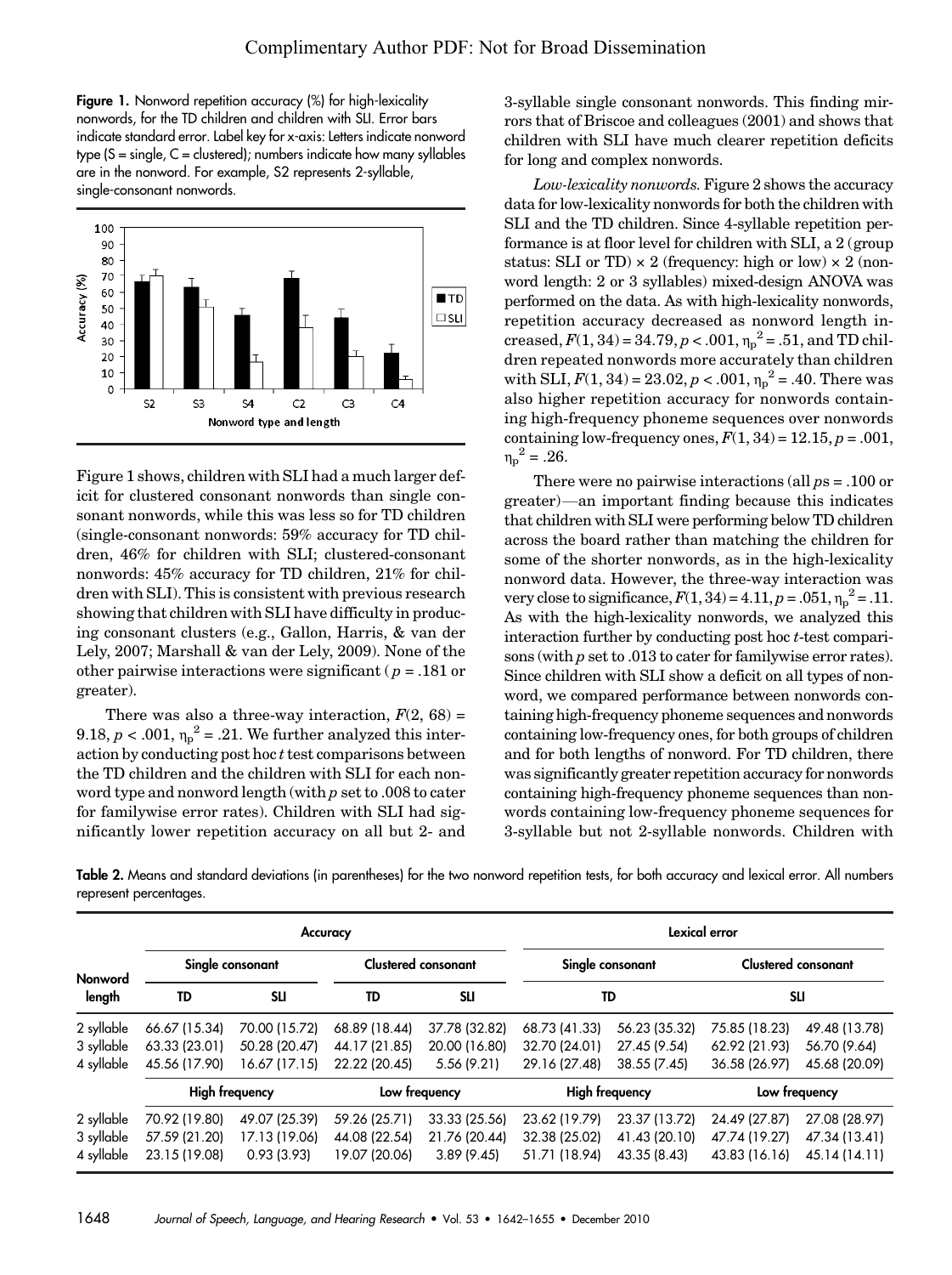**Figure 1.** Nonword repetition accuracy (%) for high-lexicality nonwords, for the TD children and children with SLI. Error bars indicate standard error. Label key for x-axis: Letters indicate nonword type (S = single, C = clustered); numbers indicate how many syllables are in the nonword. For example, S2 represents 2-syllable, single-consonant nonwords.

Figure 1 shows, children with SLI had a much larger deficit for clustered consonant nonwords than single consonant nonwords, while this was less so for TD children (single-consonant nonwords: 59% accuracy for TD children, 46% for children with SLI; clustered-consonant nonwords: 45% accuracy for TD children, 21% for children with SLI). This is consistent with previous research showing that children with SLI have difficulty in producing consonant clusters (e.g., Gallon, Harris, & van der Lely, 2007; Marshall & van der Lely, 2009). None of the other pairwise interactions were significant ($p = .181$ or greater).

There was also a three-way interaction, $F(2, 68) = 9.18$, $p < .001$, $\eta_p^2 = .21$. We further analyzed this interaction by conducting post hoc *t* test comparisons between the TD children and the children with SLI for each nonword type and nonword length (with *p* set to .008 to cater for familywise error rates). Children with SLI had significantly lower repetition accuracy on all but 2- and 3-syllable single consonant nonwords. This finding mirrors that of Briscoe and colleagues (2001) and shows that children with SLI have much clearer repetition deficits for long and complex nonwords.

*Low-lexicality nonwords.* Figure 2 shows the accuracy data for low-lexicality nonwords for both the children with SLI and the TD children. Since 4-syllable repetition performance is at floor level for children with SLI, a 2 (group status: SLI or TD) × 2 (frequency: high or low) × 2 (nonword length: 2 or 3 syllables) mixed-design ANOVA was performed on the data. As with high-lexicality nonwords, repetition accuracy decreased as nonword length increased, $F(1, 34) = 34.79$, $p < .001$, $\eta_p^2 = .51$, and TD children repeated nonwords more accurately than children with SLI, $F(1, 34) = 23.02$, $p < .001$, $\eta_p^2 = .40$. There was also higher repetition accuracy for nonwords containing high-frequency phoneme sequences over nonwords containing low-frequency ones, $F(1, 34) = 12.15$, $p = .001$, $\eta_p^2 = .26$.

There were no pairwise interactions (all *p*s = .100 or greater)—an important finding because this indicates that children with SLI were performing below TD children across the board rather than matching the children for some of the shorter nonwords, as in the high-lexicality nonword data. However, the three-way interaction was very close to significance, $F(1, 34) = 4.11$, $p = .051$, $\eta_p^2 = .11$. As with the high-lexicality nonwords, we analyzed this interaction further by conducting post hoc *t*-test comparisons (with *p* set to .013 to cater for familywise error rates). Since children with SLI show a deficit on all types of nonword, we compared performance between nonwords containing high-frequency phoneme sequences and nonwords containing low-frequency ones, for both groups of children and for both lengths of nonword. For TD children, there was significantly greater repetition accuracy for nonwords containing high-frequency phoneme sequences than nonwords containing low-frequency phoneme sequences for 3-syllable but not 2-syllable nonwords. Children with

**Table 2.** Means and standard deviations (in parentheses) for the two nonword repetition tests, for both accuracy and lexical error. All numbers represent percentages.

| Nonword length | Accuracy | | | | Lexical error | | | |
|---|---|---|---|---|---|---|---|---|
| | Single consonant | | Clustered consonant | | Single consonant | | Clustered consonant | |
| | TD | SLI | TD | SLI | TD | | SLI | |
| 2 syllable | 66.67 (15.34) | 70.00 (15.72) | 68.89 (18.44) | 37.78 (32.82) | 68.73 (41.33) | 56.23 (35.32) | 75.85 (18.23) | 49.48 (13.78) |
| 3 syllable | 63.33 (23.01) | 50.28 (20.47) | 44.17 (21.85) | 20.00 (16.80) | 32.70 (24.01) | 27.45 (9.54) | 62.92 (21.93) | 56.70 (9.64) |
| 4 syllable | 45.56 (17.90) | 16.67 (17.15) | 22.22 (20.45) | 5.56 (9.21) | 29.16 (27.48) | 38.55 (7.45) | 36.58 (26.97) | 45.68 (20.09) |
| | High frequency | | Low frequency | | High frequency | | Low frequency | |
| 2 syllable | 70.92 (19.80) | 49.07 (25.39) | 59.26 (25.71) | 33.33 (25.56) | 23.62 (19.79) | 23.37 (13.72) | 24.49 (27.87) | 27.08 (28.97) |
| 3 syllable | 57.59 (21.20) | 17.13 (19.06) | 44.08 (22.54) | 21.76 (20.42) | 32.38 (25.02) | 41.43 (20.10) | 47.74 (19.27) | 47.34 (13.41) |
| 4 syllable | 23.15 (19.08) | 0.93 (3.93) | 19.07 (20.06) | 3.89 (9.45) | 51.71 (18.94) | 43.35 (8.43) | 43.83 (16.16) | 45.14 (14.11) |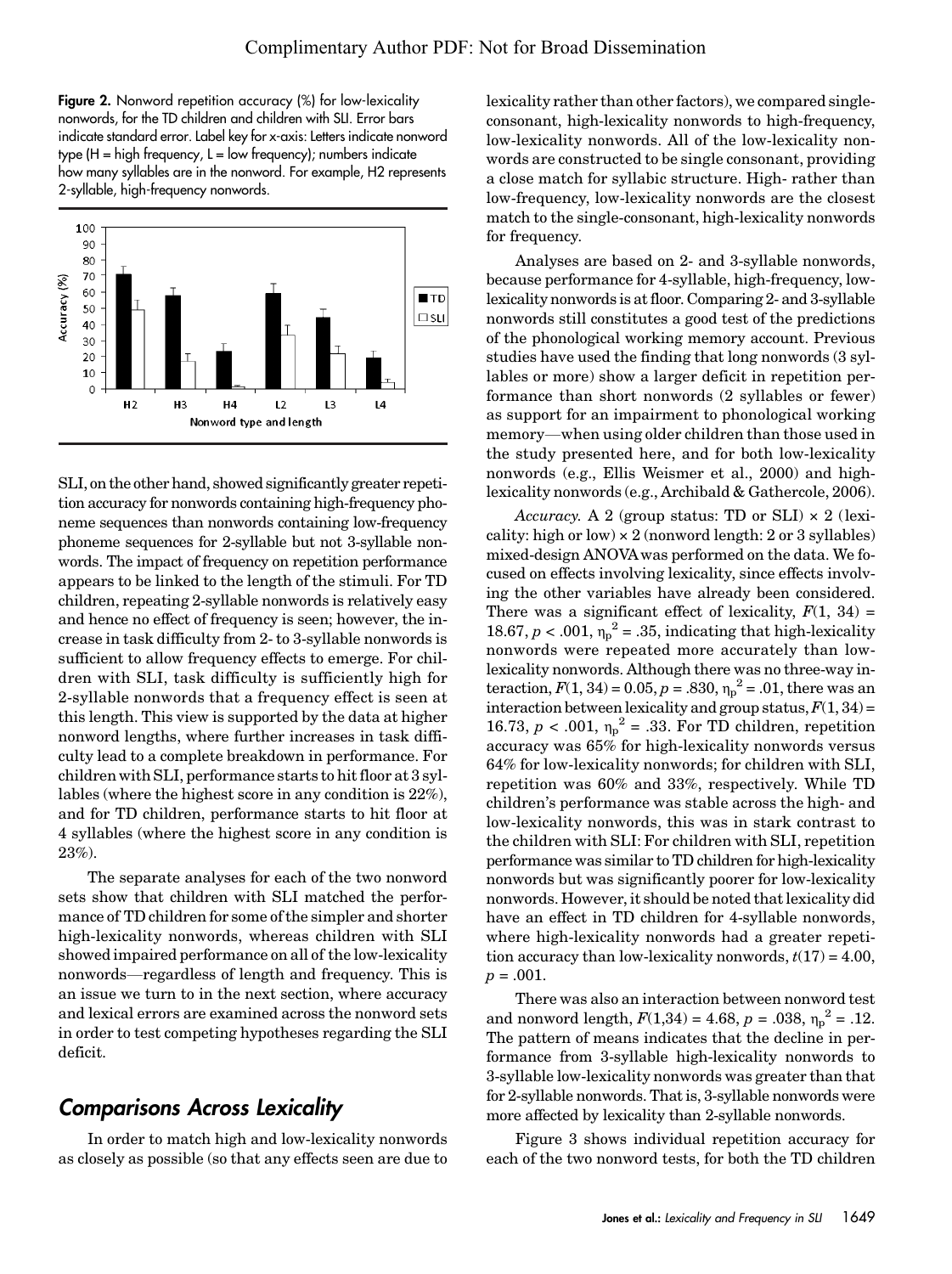Figure 2. Nonword repetition accuracy (%) for low-lexicality nonwords, for the TD children and children with SLI. Error bars indicate standard error. Label key for x-axis: Letters indicate nonword type (H = high frequency, L = low frequency); numbers indicate how many syllables are in the nonword. For example, H2 represents 2-syllable, high-frequency nonwords.

SLI, on the other hand, showed significantly greater repetition accuracy for nonwords containing high-frequency phoneme sequences than nonwords containing low-frequency phoneme sequences for 2-syllable but not 3-syllable nonwords. The impact of frequency on repetition performance appears to be linked to the length of the stimuli. For TD children, repeating 2-syllable nonwords is relatively easy and hence no effect of frequency is seen; however, the increase in task difficulty from 2- to 3-syllable nonwords is sufficient to allow frequency effects to emerge. For children with SLI, task difficulty is sufficiently high for 2-syllable nonwords that a frequency effect is seen at this length. This view is supported by the data at higher nonword lengths, where further increases in task difficulty lead to a complete breakdown in performance. For children with SLI, performance starts to hit floor at 3 syllables (where the highest score in any condition is 22%), and for TD children, performance starts to hit floor at 4 syllables (where the highest score in any condition is 23%).

The separate analyses for each of the two nonword sets show that children with SLI matched the performance of TD children for some of the simpler and shorter high-lexicality nonwords, whereas children with SLI showed impaired performance on all of the low-lexicality nonwords—regardless of length and frequency. This is an issue we turn to in the next section, where accuracy and lexical errors are examined across the nonword sets in order to test competing hypotheses regarding the SLI deficit.

## *Comparisons Across Lexicality*

In order to match high and low-lexicality nonwords as closely as possible (so that any effects seen are due to lexicality rather than other factors), we compared single-consonant, high-lexicality nonwords to high-frequency, low-lexicality nonwords. All of the low-lexicality nonwords are constructed to be single consonant, providing a close match for syllabic structure. High- rather than low-frequency, low-lexicality nonwords are the closest match to the single-consonant, high-lexicality nonwords for frequency.

Analyses are based on 2- and 3-syllable nonwords, because performance for 4-syllable, high-frequency, low-lexicality nonwords is at floor. Comparing 2- and 3-syllable nonwords still constitutes a good test of the predictions of the phonological working memory account. Previous studies have used the finding that long nonwords (3 syllables or more) show a larger deficit in repetition performance than short nonwords (2 syllables or fewer) as support for an impairment to phonological working memory—when using older children than those used in the study presented here, and for both low-lexicality nonwords (e.g., Ellis Weismer et al., 2000) and high-lexicality nonwords (e.g., Archibald & Gathercole, 2006).

*Accuracy.* A 2 (group status: TD or SLI) × 2 (lexicality: high or low) × 2 (nonword length: 2 or 3 syllables) mixed-design ANOVA was performed on the data. We focused on effects involving lexicality, since effects involving the other variables have already been considered. There was a significant effect of lexicality, $F(1, 34) = 18.67$, $p < .001$, $\eta_p^2 = .35$, indicating that high-lexicality nonwords were repeated more accurately than low-lexicality nonwords. Although there was no three-way interaction, $F(1, 34) = 0.05$, $p = .830$, $\eta_p^2 = .01$, there was an interaction between lexicality and group status, $F(1, 34) = 16.73$, $p < .001$, $\eta_p^2 = .33$. For TD children, repetition accuracy was 65% for high-lexicality nonwords versus 64% for low-lexicality nonwords; for children with SLI, repetition was 60% and 33%, respectively. While TD children's performance was stable across the high- and low-lexicality nonwords, this was in stark contrast to the children with SLI: For children with SLI, repetition performance was similar to TD children for high-lexicality nonwords but was significantly poorer for low-lexicality nonwords. However, it should be noted that lexicality did have an effect in TD children for 4-syllable nonwords, where high-lexicality nonwords had a greater repetition accuracy than low-lexicality nonwords, $t(17) = 4.00$, $p = .001$.

There was also an interaction between nonword test and nonword length, $F(1,34) = 4.68$, $p = .038$, $\eta_p^2 = .12$. The pattern of means indicates that the decline in performance from 3-syllable high-lexicality nonwords to 3-syllable low-lexicality nonwords was greater than that for 2-syllable nonwords. That is, 3-syllable nonwords were more affected by lexicality than 2-syllable nonwords.

Figure 3 shows individual repetition accuracy for each of the two nonword tests, for both the TD children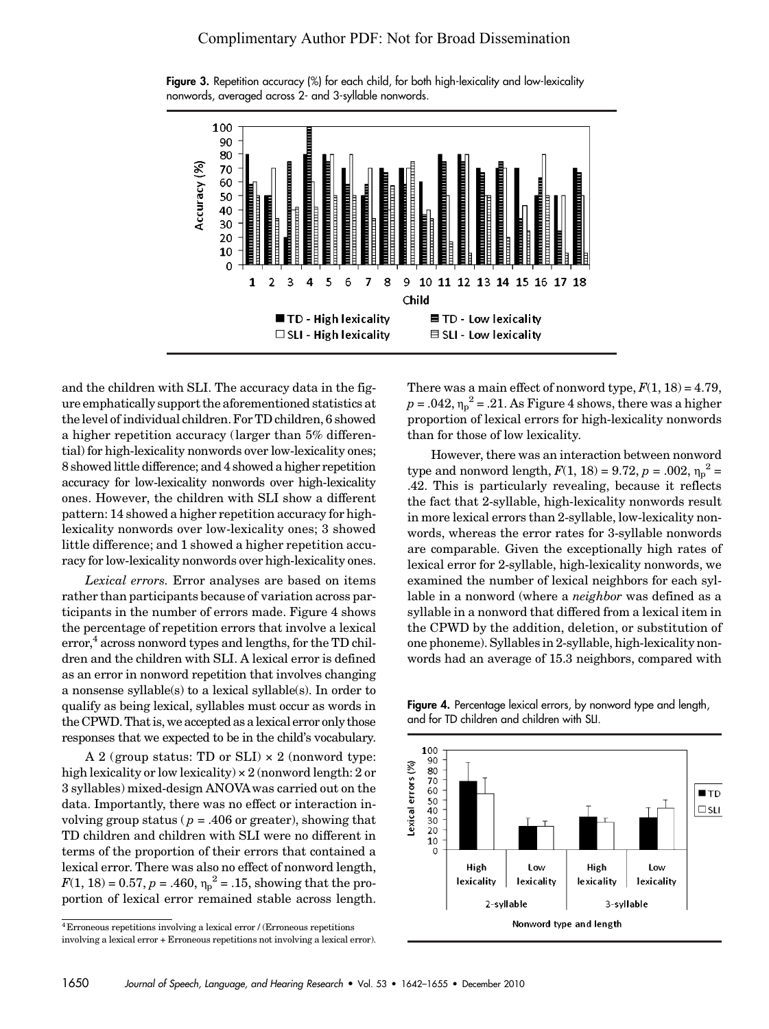Figure 3. Repetition accuracy (%) for each child, for both high-lexicality and low-lexicality nonwords, averaged across 2- and 3-syllable nonwords.

and the children with SLI. The accuracy data in the figure emphatically support the aforementioned statistics at the level of individual children. For TD children, 6 showed a higher repetition accuracy (larger than 5% differential) for high-lexicality nonwords over low-lexicality ones; 8 showed little difference; and 4 showed a higher repetition accuracy for low-lexicality nonwords over high-lexicality ones. However, the children with SLI show a different pattern: 14 showed a higher repetition accuracy for high-lexicality nonwords over low-lexicality ones; 3 showed little difference; and 1 showed a higher repetition accuracy for low-lexicality nonwords over high-lexicality ones.

*Lexical errors.* Error analyses are based on items rather than participants because of variation across participants in the number of errors made. Figure 4 shows the percentage of repetition errors that involve a lexical error,[4] across nonword types and lengths, for the TD children and the children with SLI. A lexical error is defined as an error in nonword repetition that involves changing a nonsense syllable(s) to a lexical syllable(s). In order to qualify as being lexical, syllables must occur as words in the CPWD. That is, we accepted as a lexical error only those responses that we expected to be in the child's vocabulary.

A 2 (group status: TD or SLI) × 2 (nonword type: high lexicality or low lexicality) × 2 (nonword length: 2 or 3 syllables) mixed-design ANOVA was carried out on the data. Importantly, there was no effect or interaction involving group status ($p$ = .406 or greater), showing that TD children and children with SLI were no different in terms of the proportion of their errors that contained a lexical error. There was also no effect of nonword length, $F(1, 18) = 0.57$, $p = .460$, $\eta_p^2 = .15$, showing that the proportion of lexical error remained stable across length. There was a main effect of nonword type, $F(1, 18) = 4.79$, $p = .042$, $\eta_p^2 = .21$. As Figure 4 shows, there was a higher proportion of lexical errors for high-lexicality nonwords than for those of low lexicality.

However, there was an interaction between nonword type and nonword length, $F(1, 18) = 9.72$, $p = .002$, $\eta_p^2 = .42$. This is particularly revealing, because it reflects the fact that 2-syllable, high-lexicality nonwords result in more lexical errors than 2-syllable, low-lexicality nonwords, whereas the error rates for 3-syllable nonwords are comparable. Given the exceptionally high rates of lexical error for 2-syllable, high-lexicality nonwords, we examined the number of lexical neighbors for each syllable in a nonword (where a *neighbor* was defined as a syllable in a nonword that differed from a lexical item in the CPWD by the addition, deletion, or substitution of one phoneme). Syllables in 2-syllable, high-lexicality nonwords had an average of 15.3 neighbors, compared with

Figure 4. Percentage lexical errors, by nonword type and length, and for TD children and children with SLI.

[4] Erroneous repetitions involving a lexical error / (Erroneous repetitions involving a lexical error + Erroneous repetitions not involving a lexical error).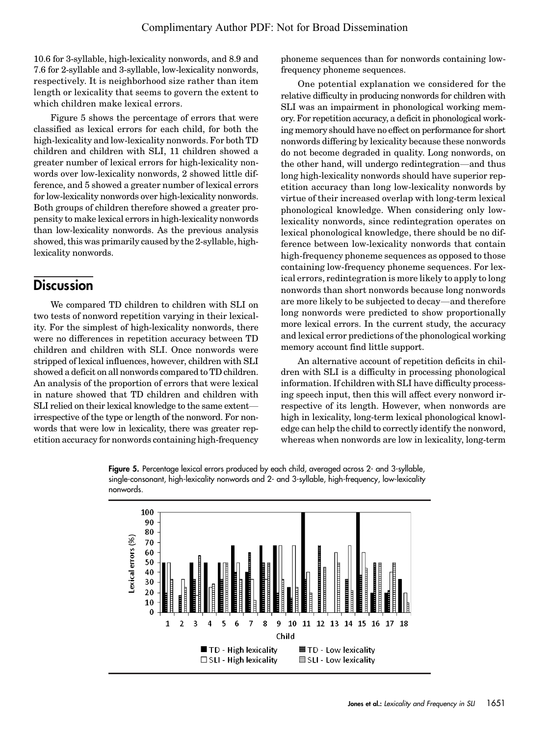10.6 for 3-syllable, high-lexicality nonwords, and 8.9 and 7.6 for 2-syllable and 3-syllable, low-lexicality nonwords, respectively. It is neighborhood size rather than item length or lexicality that seems to govern the extent to which children make lexical errors.

Figure 5 shows the percentage of errors that were classified as lexical errors for each child, for both the high-lexicality and low-lexicality nonwords. For both TD children and children with SLI, 11 children showed a greater number of lexical errors for high-lexicality nonwords over low-lexicality nonwords, 2 showed little difference, and 5 showed a greater number of lexical errors for low-lexicality nonwords over high-lexicality nonwords. Both groups of children therefore showed a greater propensity to make lexical errors in high-lexicality nonwords than low-lexicality nonwords. As the previous analysis showed, this was primarily caused by the 2-syllable, high-lexicality nonwords.

## Discussion

We compared TD children to children with SLI on two tests of nonword repetition varying in their lexicality. For the simplest of high-lexicality nonwords, there were no differences in repetition accuracy between TD children and children with SLI. Once nonwords were stripped of lexical influences, however, children with SLI showed a deficit on all nonwords compared to TD children. An analysis of the proportion of errors that were lexical in nature showed that TD children and children with SLI relied on their lexical knowledge to the same extent—irrespective of the type or length of the nonword. For nonwords that were low in lexicality, there was greater repetition accuracy for nonwords containing high-frequency phoneme sequences than for nonwords containing low-frequency phoneme sequences.

One potential explanation we considered for the relative difficulty in producing nonwords for children with SLI was an impairment in phonological working memory. For repetition accuracy, a deficit in phonological working memory should have no effect on performance for short nonwords differing by lexicality because these nonwords do not become degraded in quality. Long nonwords, on the other hand, will undergo redintegration—and thus long high-lexicality nonwords should have superior repetition accuracy than long low-lexicality nonwords by virtue of their increased overlap with long-term lexical phonological knowledge. When considering only low-lexicality nonwords, since redintegration operates on lexical phonological knowledge, there should be no difference between low-lexicality nonwords that contain high-frequency phoneme sequences as opposed to those containing low-frequency phoneme sequences. For lexical errors, redintegration is more likely to apply to long nonwords than short nonwords because long nonwords are more likely to be subjected to decay—and therefore long nonwords were predicted to show proportionally more lexical errors. In the current study, the accuracy and lexical error predictions of the phonological working memory account find little support.

An alternative account of repetition deficits in children with SLI is a difficulty in processing phonological information. If children with SLI have difficulty processing speech input, then this will affect every nonword irrespective of its length. However, when nonwords are high in lexicality, long-term lexical phonological knowledge can help the child to correctly identify the nonword, whereas when nonwords are low in lexicality, long-term

**Figure 5.** Percentage lexical errors produced by each child, averaged across 2- and 3-syllable, single-consonant, high-lexicality nonwords and 2- and 3-syllable, high-frequency, low-lexicality nonwords.

Lexical errors (%)
100
90
80
70
60
50
40
30
20
10
0
1 2 3 4 5 6 7 8 9 10 11 12 13 14 15 16 17 18
Child
TD - High lexicality
TD - Low lexicality
SLI - High lexicality
SLI - Low lexicality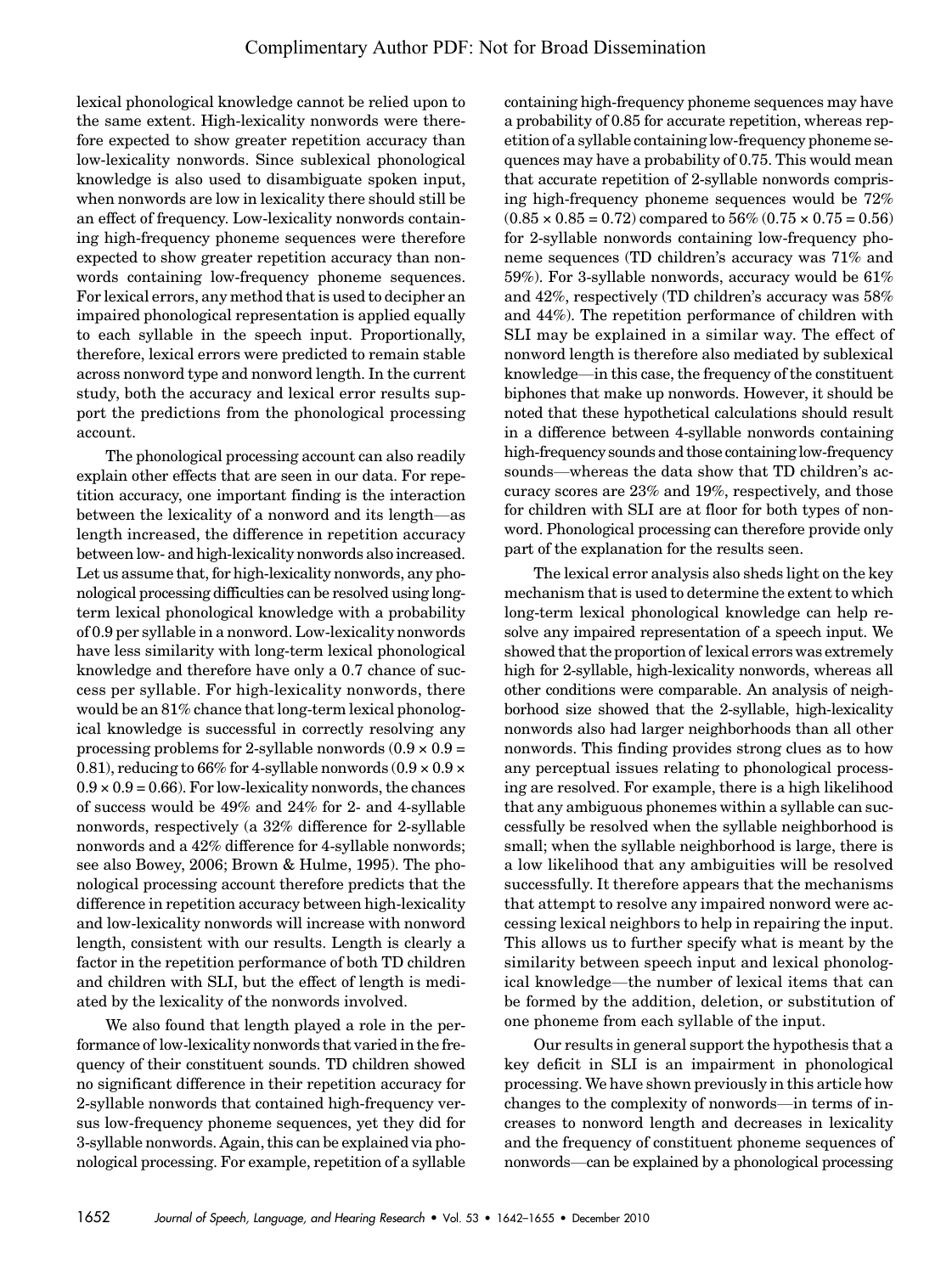lexical phonological knowledge cannot be relied upon to the same extent. High-lexicality nonwords were therefore expected to show greater repetition accuracy than low-lexicality nonwords. Since sublexical phonological knowledge is also used to disambiguate spoken input, when nonwords are low in lexicality there should still be an effect of frequency. Low-lexicality nonwords containing high-frequency phoneme sequences were therefore expected to show greater repetition accuracy than nonwords containing low-frequency phoneme sequences. For lexical errors, any method that is used to decipher an impaired phonological representation is applied equally to each syllable in the speech input. Proportionally, therefore, lexical errors were predicted to remain stable across nonword type and nonword length. In the current study, both the accuracy and lexical error results support the predictions from the phonological processing account.

The phonological processing account can also readily explain other effects that are seen in our data. For repetition accuracy, one important finding is the interaction between the lexicality of a nonword and its length—as length increased, the difference in repetition accuracy between low- and high-lexicality nonwords also increased. Let us assume that, for high-lexicality nonwords, any phonological processing difficulties can be resolved using long-term lexical phonological knowledge with a probability of 0.9 per syllable in a nonword. Low-lexicality nonwords have less similarity with long-term lexical phonological knowledge and therefore have only a 0.7 chance of success per syllable. For high-lexicality nonwords, there would be an 81% chance that long-term lexical phonological knowledge is successful in correctly resolving any processing problems for 2-syllable nonwords ($0.9 \times 0.9 = 0.81$), reducing to 66% for 4-syllable nonwords ($0.9 \times 0.9 \times 0.9 \times 0.9 = 0.66$). For low-lexicality nonwords, the chances of success would be 49% and 24% for 2- and 4-syllable nonwords, respectively (a 32% difference for 2-syllable nonwords and a 42% difference for 4-syllable nonwords; see also Bowey, 2006; Brown & Hulme, 1995). The phonological processing account therefore predicts that the difference in repetition accuracy between high-lexicality and low-lexicality nonwords will increase with nonword length, consistent with our results. Length is clearly a factor in the repetition performance of both TD children and children with SLI, but the effect of length is mediated by the lexicality of the nonwords involved.

We also found that length played a role in the performance of low-lexicality nonwords that varied in the frequency of their constituent sounds. TD children showed no significant difference in their repetition accuracy for 2-syllable nonwords that contained high-frequency versus low-frequency phoneme sequences, yet they did for 3-syllable nonwords. Again, this can be explained via phonological processing. For example, repetition of a syllable containing high-frequency phoneme sequences may have a probability of 0.85 for accurate repetition, whereas repetition of a syllable containing low-frequency phoneme sequences may have a probability of 0.75. This would mean that accurate repetition of 2-syllable nonwords comprising high-frequency phoneme sequences would be 72% ($0.85 \times 0.85 = 0.72$) compared to 56% ($0.75 \times 0.75 = 0.56$) for 2-syllable nonwords containing low-frequency phoneme sequences (TD children's accuracy was 71% and 59%). For 3-syllable nonwords, accuracy would be 61% and 42%, respectively (TD children's accuracy was 58% and 44%). The repetition performance of children with SLI may be explained in a similar way. The effect of nonword length is therefore also mediated by sublexical knowledge—in this case, the frequency of the constituent biphones that make up nonwords. However, it should be noted that these hypothetical calculations should result in a difference between 4-syllable nonwords containing high-frequency sounds and those containing low-frequency sounds—whereas the data show that TD children's accuracy scores are 23% and 19%, respectively, and those for children with SLI are at floor for both types of nonword. Phonological processing can therefore provide only part of the explanation for the results seen.

The lexical error analysis also sheds light on the key mechanism that is used to determine the extent to which long-term lexical phonological knowledge can help resolve any impaired representation of a speech input. We showed that the proportion of lexical errors was extremely high for 2-syllable, high-lexicality nonwords, whereas all other conditions were comparable. An analysis of neighborhood size showed that the 2-syllable, high-lexicality nonwords also had larger neighborhoods than all other nonwords. This finding provides strong clues as to how any perceptual issues relating to phonological processing are resolved. For example, there is a high likelihood that any ambiguous phonemes within a syllable can successfully be resolved when the syllable neighborhood is small; when the syllable neighborhood is large, there is a low likelihood that any ambiguities will be resolved successfully. It therefore appears that the mechanisms that attempt to resolve any impaired nonword were accessing lexical neighbors to help in repairing the input. This allows us to further specify what is meant by the similarity between speech input and lexical phonological knowledge—the number of lexical items that can be formed by the addition, deletion, or substitution of one phoneme from each syllable of the input.

Our results in general support the hypothesis that a key deficit in SLI is an impairment in phonological processing. We have shown previously in this article how changes to the complexity of nonwords—in terms of increases to nonword length and decreases in lexicality and the frequency of constituent phoneme sequences of nonwords—can be explained by a phonological processing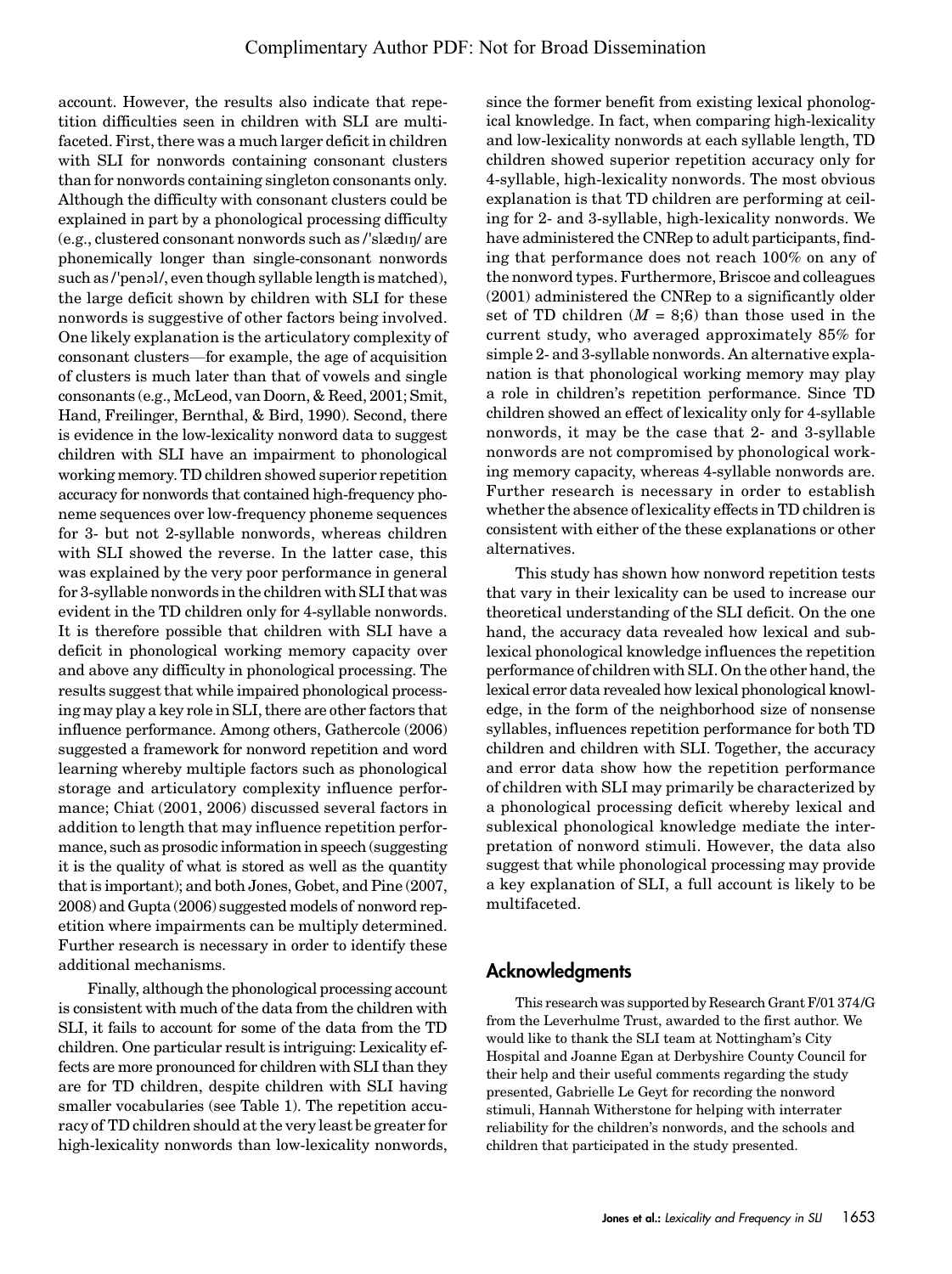account. However, the results also indicate that repetition difficulties seen in children with SLI are multifaceted. First, there was a much larger deficit in children with SLI for nonwords containing consonant clusters than for nonwords containing singleton consonants only. Although the difficulty with consonant clusters could be explained in part by a phonological processing difficulty (e.g., clustered consonant nonwords such as /ˈslædɪŋ/ are phonemically longer than single-consonant nonwords such as /ˈpenəl/, even though syllable length is matched), the large deficit shown by children with SLI for these nonwords is suggestive of other factors being involved. One likely explanation is the articulatory complexity of consonant clusters—for example, the age of acquisition of clusters is much later than that of vowels and single consonants (e.g., McLeod, van Doorn, & Reed, 2001; Smit, Hand, Freilinger, Bernthal, & Bird, 1990). Second, there is evidence in the low-lexicality nonword data to suggest children with SLI have an impairment to phonological working memory. TD children showed superior repetition accuracy for nonwords that contained high-frequency phoneme sequences over low-frequency phoneme sequences for 3- but not 2-syllable nonwords, whereas children with SLI showed the reverse. In the latter case, this was explained by the very poor performance in general for 3-syllable nonwords in the children with SLI that was evident in the TD children only for 4-syllable nonwords. It is therefore possible that children with SLI have a deficit in phonological working memory capacity over and above any difficulty in phonological processing. The results suggest that while impaired phonological processing may play a key role in SLI, there are other factors that influence performance. Among others, Gathercole (2006) suggested a framework for nonword repetition and word learning whereby multiple factors such as phonological storage and articulatory complexity influence performance; Chiat (2001, 2006) discussed several factors in addition to length that may influence repetition performance, such as prosodic information in speech (suggesting it is the quality of what is stored as well as the quantity that is important); and both Jones, Gobet, and Pine (2007, 2008) and Gupta (2006) suggested models of nonword repetition where impairments can be multiply determined. Further research is necessary in order to identify these additional mechanisms.

Finally, although the phonological processing account is consistent with much of the data from the children with SLI, it fails to account for some of the data from the TD children. One particular result is intriguing: Lexicality effects are more pronounced for children with SLI than they are for TD children, despite children with SLI having smaller vocabularies (see Table 1). The repetition accuracy of TD children should at the very least be greater for high-lexicality nonwords than low-lexicality nonwords, since the former benefit from existing lexical phonological knowledge. In fact, when comparing high-lexicality and low-lexicality nonwords at each syllable length, TD children showed superior repetition accuracy only for 4-syllable, high-lexicality nonwords. The most obvious explanation is that TD children are performing at ceiling for 2- and 3-syllable, high-lexicality nonwords. We have administered the CNRep to adult participants, finding that performance does not reach 100% on any of the nonword types. Furthermore, Briscoe and colleagues (2001) administered the CNRep to a significantly older set of TD children ($M$ = 8;6) than those used in the current study, who averaged approximately 85% for simple 2- and 3-syllable nonwords. An alternative explanation is that phonological working memory may play a role in children's repetition performance. Since TD children showed an effect of lexicality only for 4-syllable nonwords, it may be the case that 2- and 3-syllable nonwords are not compromised by phonological working memory capacity, whereas 4-syllable nonwords are. Further research is necessary in order to establish whether the absence of lexicality effects in TD children is consistent with either of the these explanations or other alternatives.

This study has shown how nonword repetition tests that vary in their lexicality can be used to increase our theoretical understanding of the SLI deficit. On the one hand, the accuracy data revealed how lexical and sublexical phonological knowledge influences the repetition performance of children with SLI. On the other hand, the lexical error data revealed how lexical phonological knowledge, in the form of the neighborhood size of nonsense syllables, influences repetition performance for both TD children and children with SLI. Together, the accuracy and error data show how the repetition performance of children with SLI may primarily be characterized by a phonological processing deficit whereby lexical and sublexical phonological knowledge mediate the interpretation of nonword stimuli. However, the data also suggest that while phonological processing may provide a key explanation of SLI, a full account is likely to be multifaceted.

## Acknowledgments

This research was supported by Research Grant F/01 374/G from the Leverhulme Trust, awarded to the first author. We would like to thank the SLI team at Nottingham's City Hospital and Joanne Egan at Derbyshire County Council for their help and their useful comments regarding the study presented, Gabrielle Le Geyt for recording the nonword stimuli, Hannah Witherstone for helping with interrater reliability for the children's nonwords, and the schools and children that participated in the study presented.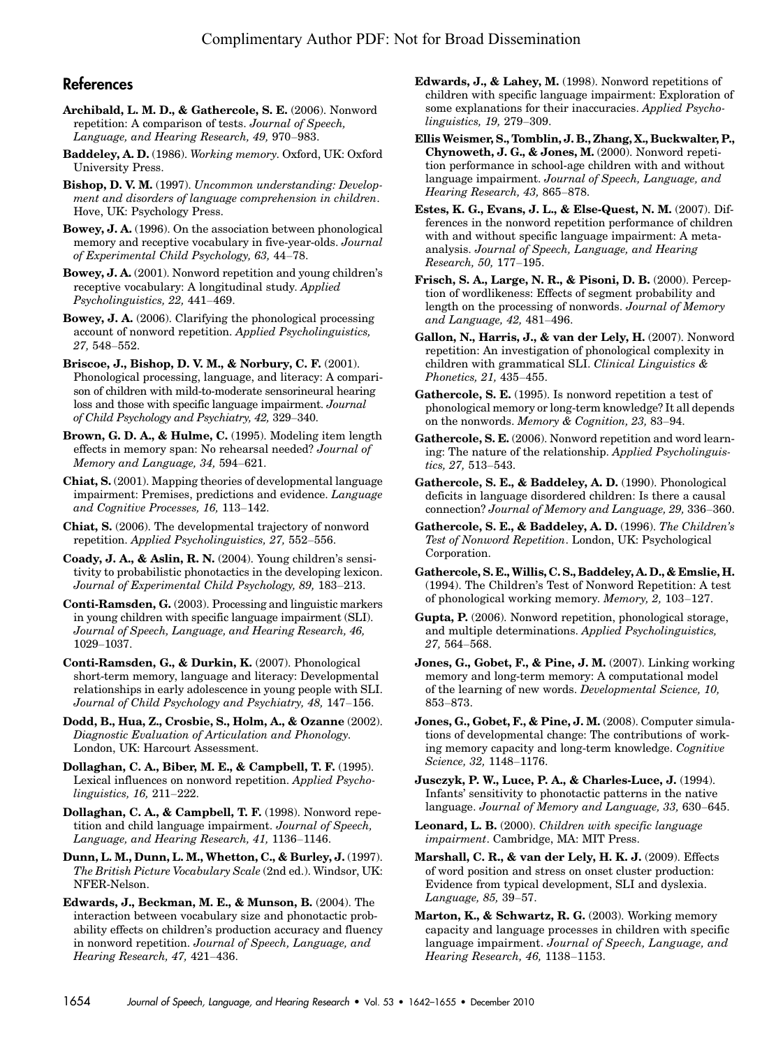## References

**Archibald, L. M. D., & Gathercole, S. E.** (2006). Nonword repetition: A comparison of tests. *Journal of Speech, Language, and Hearing Research, 49,* 970–983.

**Baddeley, A. D.** (1986). *Working memory.* Oxford, UK: Oxford University Press.

**Bishop, D. V. M.** (1997). *Uncommon understanding: Development and disorders of language comprehension in children*. Hove, UK: Psychology Press.

**Bowey, J. A.** (1996). On the association between phonological memory and receptive vocabulary in five-year-olds. *Journal of Experimental Child Psychology, 63,* 44–78.

**Bowey, J. A.** (2001). Nonword repetition and young children's receptive vocabulary: A longitudinal study. *Applied Psycholinguistics, 22,* 441–469.

**Bowey, J. A.** (2006). Clarifying the phonological processing account of nonword repetition. *Applied Psycholinguistics, 27,* 548–552.

**Briscoe, J., Bishop, D. V. M., & Norbury, C. F.** (2001). Phonological processing, language, and literacy: A comparison of children with mild-to-moderate sensorineural hearing loss and those with specific language impairment. *Journal of Child Psychology and Psychiatry, 42,* 329–340.

**Brown, G. D. A., & Hulme, C.** (1995). Modeling item length effects in memory span: No rehearsal needed? *Journal of Memory and Language, 34,* 594–621.

**Chiat, S.** (2001). Mapping theories of developmental language impairment: Premises, predictions and evidence. *Language and Cognitive Processes, 16,* 113–142.

**Chiat, S.** (2006). The developmental trajectory of nonword repetition. *Applied Psycholinguistics, 27,* 552–556.

**Coady, J. A., & Aslin, R. N.** (2004). Young children's sensitivity to probabilistic phonotactics in the developing lexicon. *Journal of Experimental Child Psychology, 89,* 183–213.

**Conti-Ramsden, G.** (2003). Processing and linguistic markers in young children with specific language impairment (SLI). *Journal of Speech, Language, and Hearing Research, 46,* 1029–1037.

**Conti-Ramsden, G., & Durkin, K.** (2007). Phonological short-term memory, language and literacy: Developmental relationships in early adolescence in young people with SLI. *Journal of Child Psychology and Psychiatry, 48,* 147–156.

**Dodd, B., Hua, Z., Crosbie, S., Holm, A., & Ozanne** (2002). *Diagnostic Evaluation of Articulation and Phonology.* London, UK: Harcourt Assessment.

**Dollaghan, C. A., Biber, M. E., & Campbell, T. F.** (1995). Lexical influences on nonword repetition. *Applied Psycholinguistics, 16,* 211–222.

**Dollaghan, C. A., & Campbell, T. F.** (1998). Nonword repetition and child language impairment. *Journal of Speech, Language, and Hearing Research, 41,* 1136–1146.

**Dunn, L. M., Dunn, L. M., Whetton, C., & Burley, J.** (1997). *The British Picture Vocabulary Scale* (2nd ed.). Windsor, UK: NFER-Nelson.

**Edwards, J., Beckman, M. E., & Munson, B.** (2004). The interaction between vocabulary size and phonotactic probability effects on children's production accuracy and fluency in nonword repetition. *Journal of Speech, Language, and Hearing Research, 47,* 421–436.

**Edwards, J., & Lahey, M.** (1998). Nonword repetitions of children with specific language impairment: Exploration of some explanations for their inaccuracies. *Applied Psycholinguistics, 19,* 279–309.

**Ellis Weismer, S., Tomblin, J. B., Zhang, X., Buckwalter, P., Chynoweth, J. G., & Jones, M.** (2000). Nonword repetition performance in school-age children with and without language impairment. *Journal of Speech, Language, and Hearing Research, 43,* 865–878.

**Estes, K. G., Evans, J. L., & Else-Quest, N. M.** (2007). Differences in the nonword repetition performance of children with and without specific language impairment: A meta-analysis. *Journal of Speech, Language, and Hearing Research, 50,* 177–195.

**Frisch, S. A., Large, N. R., & Pisoni, D. B.** (2000). Perception of wordlikeness: Effects of segment probability and length on the processing of nonwords. *Journal of Memory and Language, 42,* 481–496.

**Gallon, N., Harris, J., & van der Lely, H.** (2007). Nonword repetition: An investigation of phonological complexity in children with grammatical SLI. *Clinical Linguistics & Phonetics, 21,* 435–455.

**Gathercole, S. E.** (1995). Is nonword repetition a test of phonological memory or long-term knowledge? It all depends on the nonwords. *Memory & Cognition, 23,* 83–94.

**Gathercole, S. E.** (2006). Nonword repetition and word learning: The nature of the relationship. *Applied Psycholinguistics, 27,* 513–543.

**Gathercole, S. E., & Baddeley, A. D.** (1990). Phonological deficits in language disordered children: Is there a causal connection? *Journal of Memory and Language, 29,* 336–360.

**Gathercole, S. E., & Baddeley, A. D.** (1996). *The Children's Test of Nonword Repetition*. London, UK: Psychological Corporation.

**Gathercole, S. E., Willis, C. S., Baddeley, A. D., & Emslie, H.** (1994). The Children's Test of Nonword Repetition: A test of phonological working memory. *Memory, 2,* 103–127.

**Gupta, P.** (2006). Nonword repetition, phonological storage, and multiple determinations. *Applied Psycholinguistics, 27,* 564–568.

**Jones, G., Gobet, F., & Pine, J. M.** (2007). Linking working memory and long-term memory: A computational model of the learning of new words. *Developmental Science, 10,* 853–873.

**Jones, G., Gobet, F., & Pine, J. M.** (2008). Computer simulations of developmental change: The contributions of working memory capacity and long-term knowledge. *Cognitive Science, 32,* 1148–1176.

**Jusczyk, P. W., Luce, P. A., & Charles-Luce, J.** (1994). Infants' sensitivity to phonotactic patterns in the native language. *Journal of Memory and Language, 33,* 630–645.

**Leonard, L. B.** (2000). *Children with specific language impairment*. Cambridge, MA: MIT Press.

**Marshall, C. R., & van der Lely, H. K. J.** (2009). Effects of word position and stress on onset cluster production: Evidence from typical development, SLI and dyslexia. *Language, 85,* 39–57.

**Marton, K., & Schwartz, R. G.** (2003). Working memory capacity and language processes in children with specific language impairment. *Journal of Speech, Language, and Hearing Research, 46,* 1138–1153.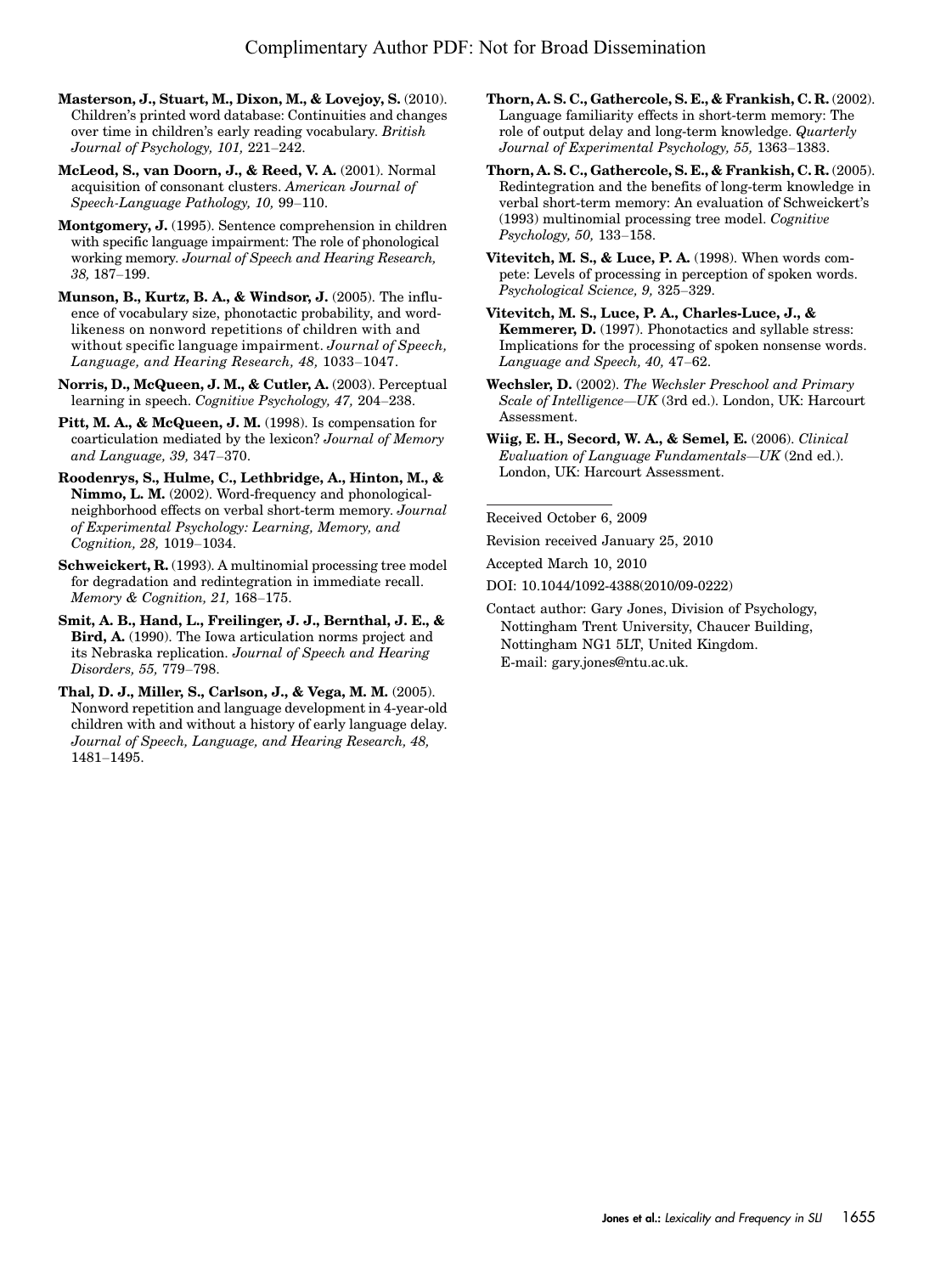**Masterson, J., Stuart, M., Dixon, M., & Lovejoy, S.** (2010). Children's printed word database: Continuities and changes over time in children's early reading vocabulary. *British Journal of Psychology, 101,* 221–242.

**McLeod, S., van Doorn, J., & Reed, V. A.** (2001). Normal acquisition of consonant clusters. *American Journal of Speech-Language Pathology, 10,* 99–110.

**Montgomery, J.** (1995). Sentence comprehension in children with specific language impairment: The role of phonological working memory. *Journal of Speech and Hearing Research, 38,* 187–199.

**Munson, B., Kurtz, B. A., & Windsor, J.** (2005). The influence of vocabulary size, phonotactic probability, and wordlikeness on nonword repetitions of children with and without specific language impairment. *Journal of Speech, Language, and Hearing Research, 48,* 1033–1047.

**Norris, D., McQueen, J. M., & Cutler, A.** (2003). Perceptual learning in speech. *Cognitive Psychology, 47,* 204–238.

**Pitt, M. A., & McQueen, J. M.** (1998). Is compensation for coarticulation mediated by the lexicon? *Journal of Memory and Language, 39,* 347–370.

**Roodenrys, S., Hulme, C., Lethbridge, A., Hinton, M., & Nimmo, L. M.** (2002). Word-frequency and phonological-neighborhood effects on verbal short-term memory. *Journal of Experimental Psychology: Learning, Memory, and Cognition, 28,* 1019–1034.

**Schweickert, R.** (1993). A multinomial processing tree model for degradation and redintegration in immediate recall. *Memory & Cognition, 21,* 168–175.

**Smit, A. B., Hand, L., Freilinger, J. J., Bernthal, J. E., & Bird, A.** (1990). The Iowa articulation norms project and its Nebraska replication. *Journal of Speech and Hearing Disorders, 55,* 779–798.

**Thal, D. J., Miller, S., Carlson, J., & Vega, M. M.** (2005). Nonword repetition and language development in 4-year-old children with and without a history of early language delay. *Journal of Speech, Language, and Hearing Research, 48,* 1481–1495.

**Thorn, A. S. C., Gathercole, S. E., & Frankish, C. R.** (2002). Language familiarity effects in short-term memory: The role of output delay and long-term knowledge. *Quarterly Journal of Experimental Psychology, 55,* 1363–1383.

**Thorn, A. S. C., Gathercole, S. E., & Frankish, C. R.** (2005). Redintegration and the benefits of long-term knowledge in verbal short-term memory: An evaluation of Schweickert's (1993) multinomial processing tree model. *Cognitive Psychology, 50,* 133–158.

**Vitevitch, M. S., & Luce, P. A.** (1998). When words compete: Levels of processing in perception of spoken words. *Psychological Science, 9,* 325–329.

**Vitevitch, M. S., Luce, P. A., Charles-Luce, J., & Kemmerer, D.** (1997). Phonotactics and syllable stress: Implications for the processing of spoken nonsense words. *Language and Speech, 40,* 47–62.

**Wechsler, D.** (2002). *The Wechsler Preschool and Primary Scale of Intelligence—UK* (3rd ed.). London, UK: Harcourt Assessment.

**Wiig, E. H., Secord, W. A., & Semel, E.** (2006). *Clinical Evaluation of Language Fundamentals—UK* (2nd ed.). London, UK: Harcourt Assessment.

Received October 6, 2009

Revision received January 25, 2010

Accepted March 10, 2010

DOI: 10.1044/1092-4388(2010/09-0222)

Contact author: Gary Jones, Division of Psychology, Nottingham Trent University, Chaucer Building, Nottingham NG1 5LT, United Kingdom. E-mail: gary.jones@ntu.ac.uk.